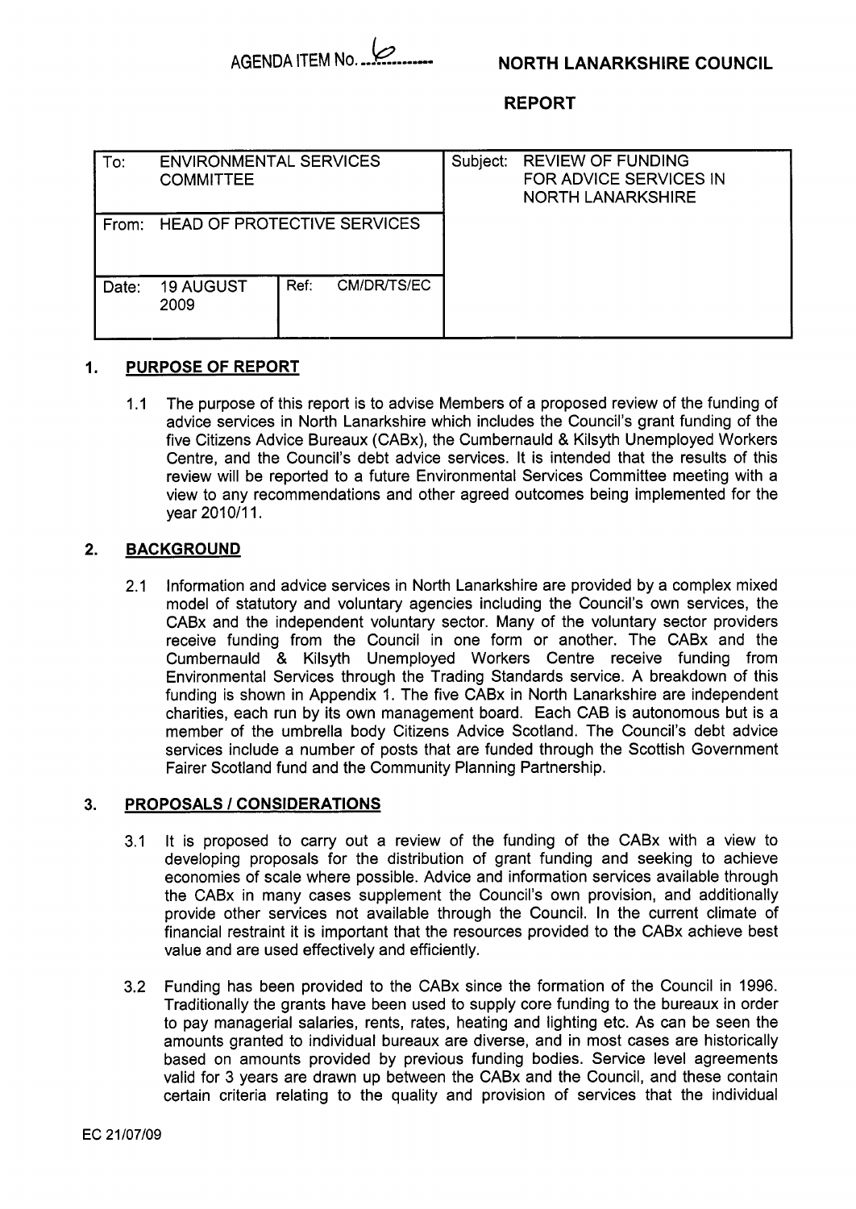AGENDA ITEM No. 6

**NORTH LANARKSHIRE COUNCIL**

**REPORT**

| To: ENVIRONMENTAL SERVICES COMMITTEE | | Subject: REVIEW OF FUNDING FOR ADVICE SERVICES IN NORTH LANARKSHIRE |
|---|---|---|
| From: HEAD OF PROTECTIVE SERVICES | | |
| Date: 19 AUGUST 2009 | Ref: CM/DR/TS/EC | |

## 1. PURPOSE OF REPORT

1.1 The purpose of this report is to advise Members of a proposed review of the funding of advice services in North Lanarkshire which includes the Council's grant funding of the five Citizens Advice Bureaux (CABx), the Cumbernauld & Kilsyth Unemployed Workers Centre, and the Council's debt advice services. It is intended that the results of this review will be reported to a future Environmental Services Committee meeting with a view to any recommendations and other agreed outcomes being implemented for the year 2010/11.

## 2. BACKGROUND

2.1 Information and advice services in North Lanarkshire are provided by a complex mixed model of statutory and voluntary agencies including the Council's own services, the CABx and the independent voluntary sector. Many of the voluntary sector providers receive funding from the Council in one form or another. The CABx and the Cumbernauld & Kilsyth Unemployed Workers Centre receive funding from Environmental Services through the Trading Standards service. A breakdown of this funding is shown in Appendix 1. The five CABx in North Lanarkshire are independent charities, each run by its own management board. Each CAB is autonomous but is a member of the umbrella body Citizens Advice Scotland. The Council's debt advice services include a number of posts that are funded through the Scottish Government Fairer Scotland fund and the Community Planning Partnership.

## 3. PROPOSALS / CONSIDERATIONS

3.1 It is proposed to carry out a review of the funding of the CABx with a view to developing proposals for the distribution of grant funding and seeking to achieve economies of scale where possible. Advice and information services available through the CABx in many cases supplement the Council's own provision, and additionally provide other services not available through the Council. In the current climate of financial restraint it is important that the resources provided to the CABx achieve best value and are used effectively and efficiently.

3.2 Funding has been provided to the CABx since the formation of the Council in 1996. Traditionally the grants have been used to supply core funding to the bureaux in order to pay managerial salaries, rents, rates, heating and lighting etc. As can be seen the amounts granted to individual bureaux are diverse, and in most cases are historically based on amounts provided by previous funding bodies. Service level agreements valid for 3 years are drawn up between the CABx and the Council, and these contain certain criteria relating to the quality and provision of services that the individual

EC 21/07/09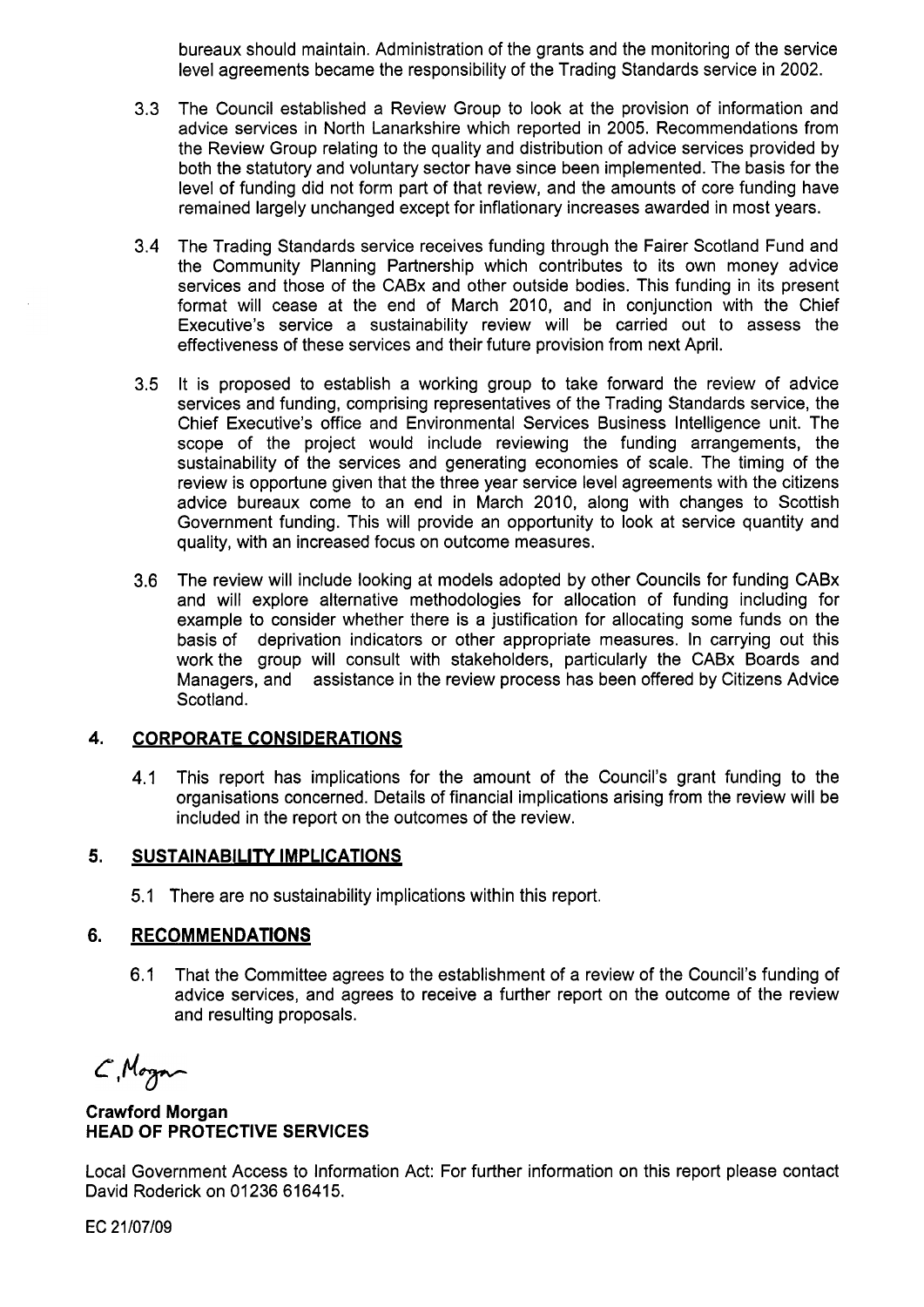bureaux should maintain. Administration of the grants and the monitoring of the service level agreements became the responsibility of the Trading Standards service in 2002.

3.3 The Council established a Review Group to look at the provision of information and advice services in North Lanarkshire which reported in 2005. Recommendations from the Review Group relating to the quality and distribution of advice services provided by both the statutory and voluntary sector have since been implemented. The basis for the level of funding did not form part of that review, and the amounts of core funding have remained largely unchanged except for inflationary increases awarded in most years.

3.4 The Trading Standards service receives funding through the Fairer Scotland Fund and the Community Planning Partnership which contributes to its own money advice services and those of the CABx and other outside bodies. This funding in its present format will cease at the end of March 2010, and in conjunction with the Chief Executive's service a sustainability review will be carried out to assess the effectiveness of these services and their future provision from next April.

3.5 It is proposed to establish a working group to take forward the review of advice services and funding, comprising representatives of the Trading Standards service, the Chief Executive's office and Environmental Services Business Intelligence unit. The scope of the project would include reviewing the funding arrangements, the sustainability of the services and generating economies of scale. The timing of the review is opportune given that the three year service level agreements with the citizens advice bureaux come to an end in March 2010, along with changes to Scottish Government funding. This will provide an opportunity to look at service quantity and quality, with an increased focus on outcome measures.

3.6 The review will include looking at models adopted by other Councils for funding CABx and will explore alternative methodologies for allocation of funding including for example to consider whether there is a justification for allocating some funds on the basis of deprivation indicators or other appropriate measures. In carrying out this work the group will consult with stakeholders, particularly the CABx Boards and Managers, and assistance in the review process has been offered by Citizens Advice Scotland.

## 4. CORPORATE CONSIDERATIONS

4.1 This report has implications for the amount of the Council's grant funding to the organisations concerned. Details of financial implications arising from the review will be included in the report on the outcomes of the review.

## 5. SUSTAINABILITY IMPLICATIONS

5.1 There are no sustainability implications within this report.

## 6. RECOMMENDATIONS

6.1 That the Committee agrees to the establishment of a review of the Council's funding of advice services, and agrees to receive a further report on the outcome of the review and resulting proposals.

C.Morgan

**Crawford Morgan**
**HEAD OF PROTECTIVE SERVICES**

Local Government Access to Information Act: For further information on this report please contact David Roderick on 01236 616415.

EC 21/07/09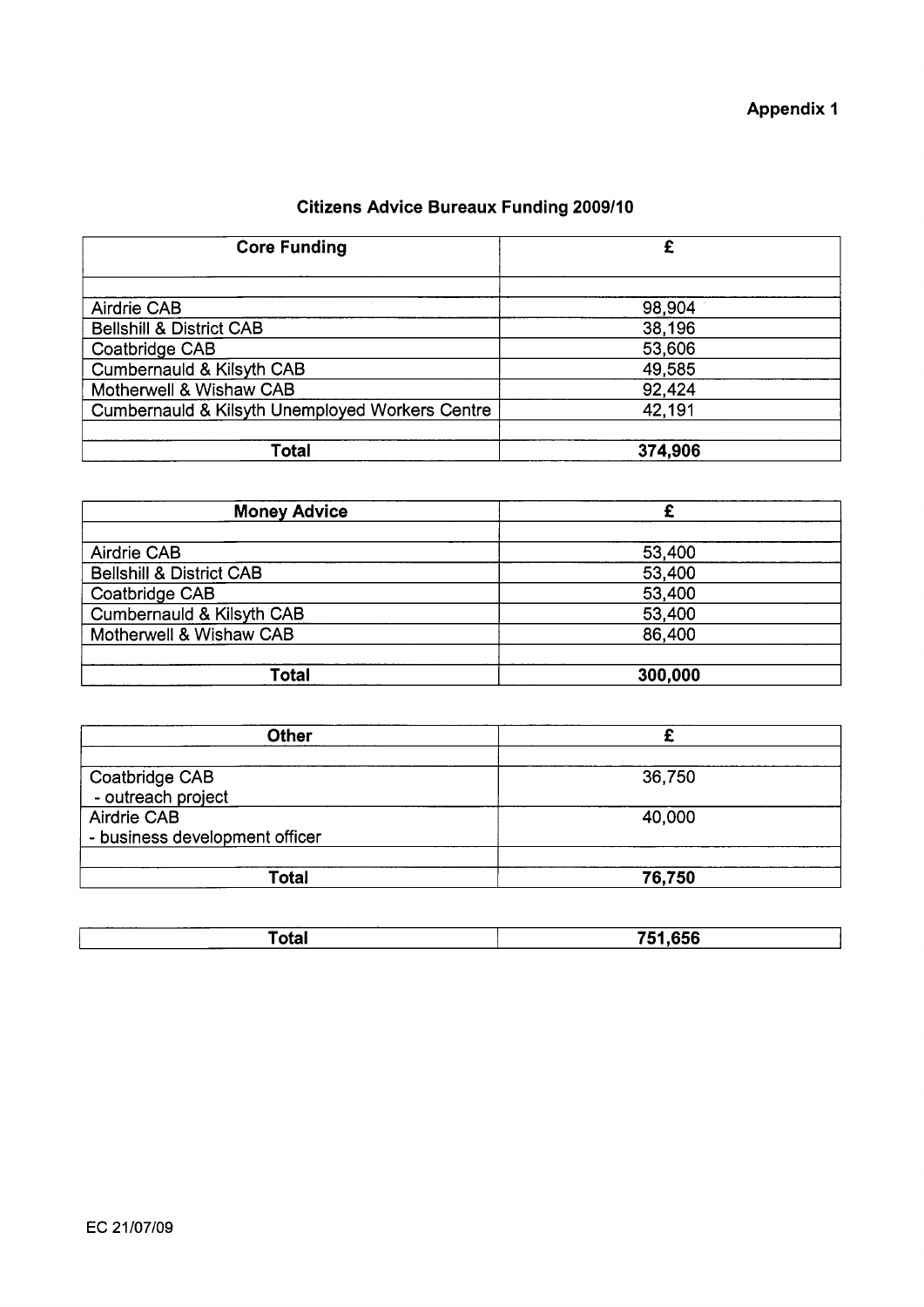**Appendix 1**

## Citizens Advice Bureaux Funding 2009/10

| Core Funding | £ |
|---|---|
| | |
| Airdrie CAB | 98,904 |
| Bellshill & District CAB | 38,196 |
| Coatbridge CAB | 53,606 |
| Cumbernauld & Kilsyth CAB | 49,585 |
| Motherwell & Wishaw CAB | 92,424 |
| Cumbernauld & Kilsyth Unemployed Workers Centre | 42,191 |
| | |
| **Total** | **374,906** |

| Money Advice | £ |
|---|---|
| | |
| Airdrie CAB | 53,400 |
| Bellshill & District CAB | 53,400 |
| Coatbridge CAB | 53,400 |
| Cumbernauld & Kilsyth CAB | 53,400 |
| Motherwell & Wishaw CAB | 86,400 |
| | |
| **Total** | **300,000** |

| Other | £ |
|---|---|
| | |
| Coatbridge CAB - outreach project | 36,750 |
| Airdrie CAB - business development officer | 40,000 |
| | |
| **Total** | **76,750** |

| | |
|---|---|
| **Total** | **751,656** |

EC 21/07/09